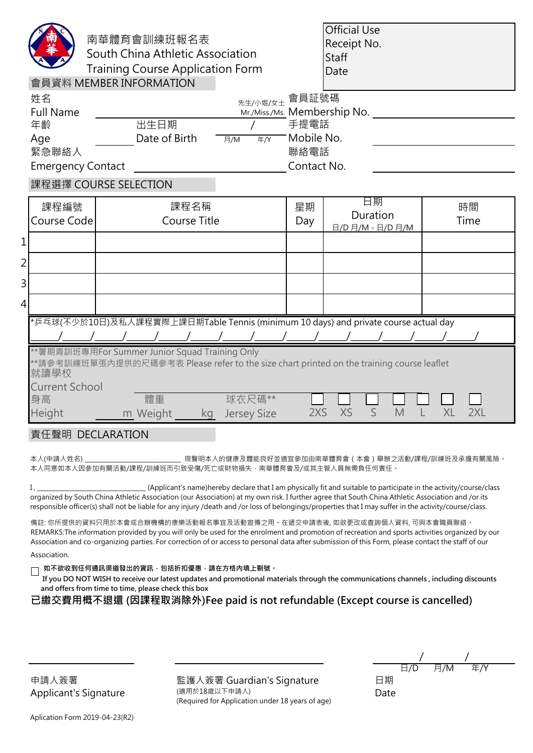# 南華體育會訓練班報名表
# South China Athletic Association
# Training Course Application Form

| Official Use |
|---|
| Receipt No. |
| Staff |
| Date |

## 會員資料 MEMBER INFORMATION

姓名 Full Name ______________________ 先生/小姐/女士 Mr./Miss./Ms. 會員証號碼 Membership No. ______________________

年齡 Age __________ 出生日期 Date of Birth ____ / ____ 月/M 年/Y 手提電話 Mobile No. ______________________

緊急聯絡人 Emergency Contact ______________________ 聯絡電話 Contact No. ______________________

## 課程選擇 COURSE SELECTION

| | 課程編號 Course Code | 課程名稱 Course Title | 星期 Day | 日期 Duration 日/D 月/M - 日/D 月/M | 時間 Time |
|---|---|---|---|---|---|
| 1 | | | | | |
| 2 | | | | | |
| 3 | | | | | |
| 4 | | | | | |

*乒乓球(不少於10日)及私人課程實際上課日期Table Tennis (minimum 10 days) and private course actual day

_____/_____/_____/_____/_____/_____/_____/_____/_____/_____/_____/_____/_____/_____/

**暑期青訓班專用For Summer Junior Squad Training Only

**請參考訓練班單張內提供的尺碼參考表 Please refer to the size chart printed on the training course leaflet

就讀學校 Current School ______________________

身高 Height ______ m 體重 Weight ______ kg 球衣尺碼** Jersey Size ☐ 2XS ☐ XS ☐ S ☐ M ☐ L ☐ XL ☐ 2XL

## 責任聲明 DECLARATION

本人(申請人姓名) ______________________ 現聲明本人的健康及體能良好並適宜參加由南華體育會（本會）舉辦之活動/課程/訓練班及承擔有關風險。本人同意如本人因參加有關活動/課程/訓練班而引致受傷/死亡或財物損失，南華體育會及/或其主管人員無需負任何責任。

I, ______________________ (Applicant's name)hereby declare that I am physically fit and suitable to participate in the activity/course/class organized by South China Athletic Association (our Association) at my own risk. I further agree that South China Athletic Association and /or its responsible officer(s) shall not be liable for any injury /death and /or loss of belongings/properties that I may suffer in the activity/course/class.

備註: 你所提供的資料只用於本會或合辦機構的康樂活動報名事宜及活動宣傳之用。在遞交申請表後, 如欲更改或查詢個人資料, 可與本會職員聯絡。
REMARKS:The information provided by you will only be used for the enrolment and promotion of recreation and sports activities organized by our Association and co-organizing parties. For correction of or access to personal data after submission of this Form, please contact the staff of our Association.

☐ **如不欲收到任何通訊渠道發出的資訊，包括折扣優惠，請在方格內填上剔號。**
**If you DO NOT WISH to receive our latest updates and promotional materials through the communications channels , including discounts and offers from time to time, please check this box**

**已繳交費用概不退還 (因課程取消除外)Fee paid is not refundable (Except course is cancelled)**

______________________
申請人簽署
Applicant's Signature

______________________
監護人簽署 Guardian's Signature
(適用於18歲以下申請人)
(Required for Application under 18 years of age)

____ / ____ / ____
日/D 月/M 年/Y
日期
Date

Aplication Form 2019-04-23(R2)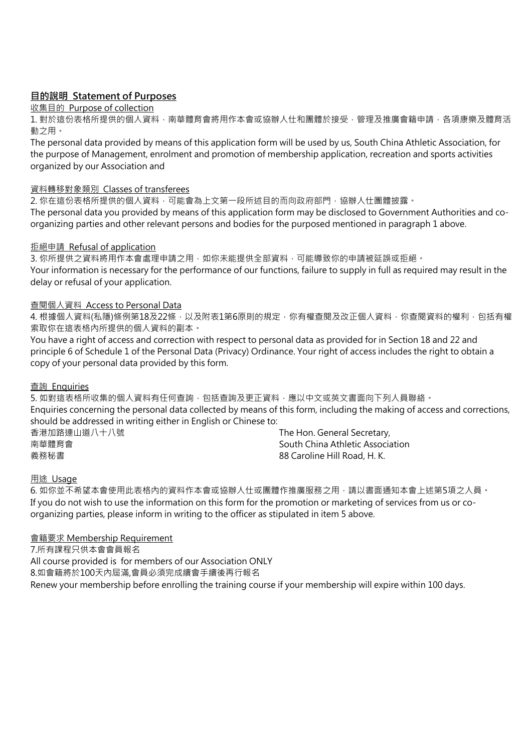## 目的說明 Statement of Purposes

收集目的 Purpose of collection

1. 對於這份表格所提供的個人資料，南華體育會將用作本會或協辦人仕和團體於接受，管理及推廣會籍申請，各項康樂及體育活動之用。

The personal data provided by means of this application form will be used by us, South China Athletic Association, for the purpose of Management, enrolment and promotion of membership application, recreation and sports activities organized by our Association and

資料轉移對象類別 Classes of transferees

2. 你在這份表格所提供的個人資料，可能會為上文第一段所述目的而向政府部門，協辦人仕團體披露。

The personal data you provided by means of this application form may be disclosed to Government Authorities and co-organizing parties and other relevant persons and bodies for the purposed mentioned in paragraph 1 above.

拒絕申請 Refusal of application

3. 你所提供之資料將用作本會處理申請之用，如你未能提供全部資料，可能導致你的申請被延誤或拒絕。

Your information is necessary for the performance of our functions, failure to supply in full as required may result in the delay or refusal of your application.

查閱個人資料 Access to Personal Data

4. 根據個人資料(私隱)條例第18及22條，以及附表1第6原則的規定，你有權查閱及改正個人資料，你查閱資料的權利，包括有權索取你在這表格內所提供的個人資料的副本。

You have a right of access and correction with respect to personal data as provided for in Section 18 and 22 and principle 6 of Schedule 1 of the Personal Data (Privacy) Ordinance. Your right of access includes the right to obtain a copy of your personal data provided by this form.

查詢 Enquiries

5. 如對這表格所收集的個人資料有任何查詢，包括查詢及更正資料，應以中文或英文書面向下列人員聯絡。

Enquiries concerning the personal data collected by means of this form, including the making of access and corrections, should be addressed in writing either in English or Chinese to:

香港加路連山道八十八號
南華體育會
義務秘書

The Hon. General Secretary,
South China Athletic Association
88 Caroline Hill Road, H. K.

用途 Usage

6. 如你並不希望本會使用此表格內的資料作本會或協辦人仕或團體作推廣服務之用，請以書面通知本會上述第5項之人員。

If you do not wish to use the information on this form for the promotion or marketing of services from us or co-organizing parties, please inform in writing to the officer as stipulated in item 5 above.

會籍要求 Membership Requirement

7.所有課程只供本會會員報名

All course provided is for members of our Association ONLY

8.如會籍將於100天內屆滿,會員必須完成續會手續後再行報名

Renew your membership before enrolling the training course if your membership will expire within 100 days.